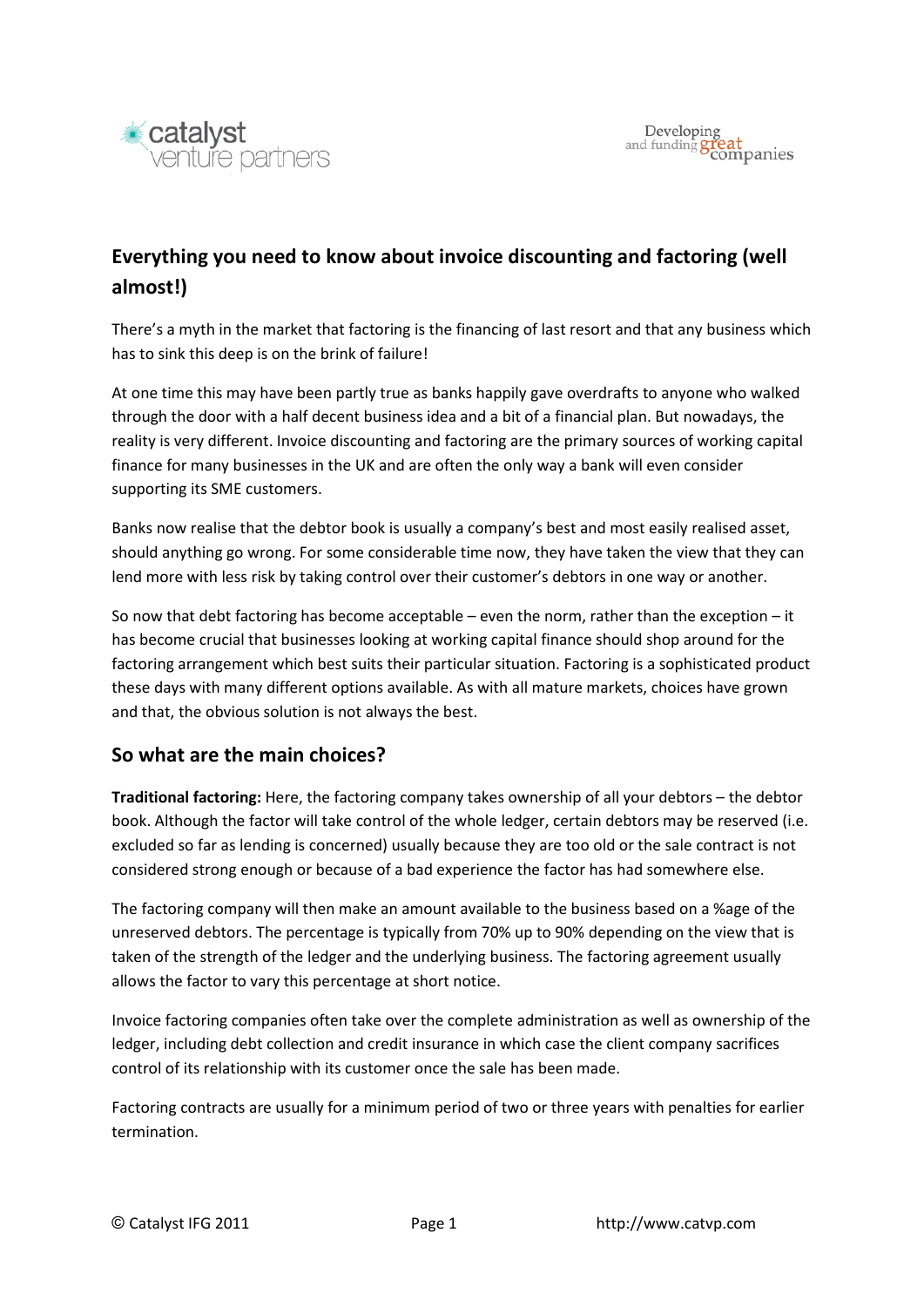# Everything you need to know about invoice discounting and factoring (well almost!)

There's a myth in the market that factoring is the financing of last resort and that any business which has to sink this deep is on the brink of failure!

At one time this may have been partly true as banks happily gave overdrafts to anyone who walked through the door with a half decent business idea and a bit of a financial plan. But nowadays, the reality is very different. Invoice discounting and factoring are the primary sources of working capital finance for many businesses in the UK and are often the only way a bank will even consider supporting its SME customers.

Banks now realise that the debtor book is usually a company's best and most easily realised asset, should anything go wrong. For some considerable time now, they have taken the view that they can lend more with less risk by taking control over their customer's debtors in one way or another.

So now that debt factoring has become acceptable – even the norm, rather than the exception – it has become crucial that businesses looking at working capital finance should shop around for the factoring arrangement which best suits their particular situation. Factoring is a sophisticated product these days with many different options available. As with all mature markets, choices have grown and that, the obvious solution is not always the best.

## So what are the main choices?

**Traditional factoring:** Here, the factoring company takes ownership of all your debtors – the debtor book. Although the factor will take control of the whole ledger, certain debtors may be reserved (i.e. excluded so far as lending is concerned) usually because they are too old or the sale contract is not considered strong enough or because of a bad experience the factor has had somewhere else.

The factoring company will then make an amount available to the business based on a %age of the unreserved debtors. The percentage is typically from 70% up to 90% depending on the view that is taken of the strength of the ledger and the underlying business. The factoring agreement usually allows the factor to vary this percentage at short notice.

Invoice factoring companies often take over the complete administration as well as ownership of the ledger, including debt collection and credit insurance in which case the client company sacrifices control of its relationship with its customer once the sale has been made.

Factoring contracts are usually for a minimum period of two or three years with penalties for earlier termination.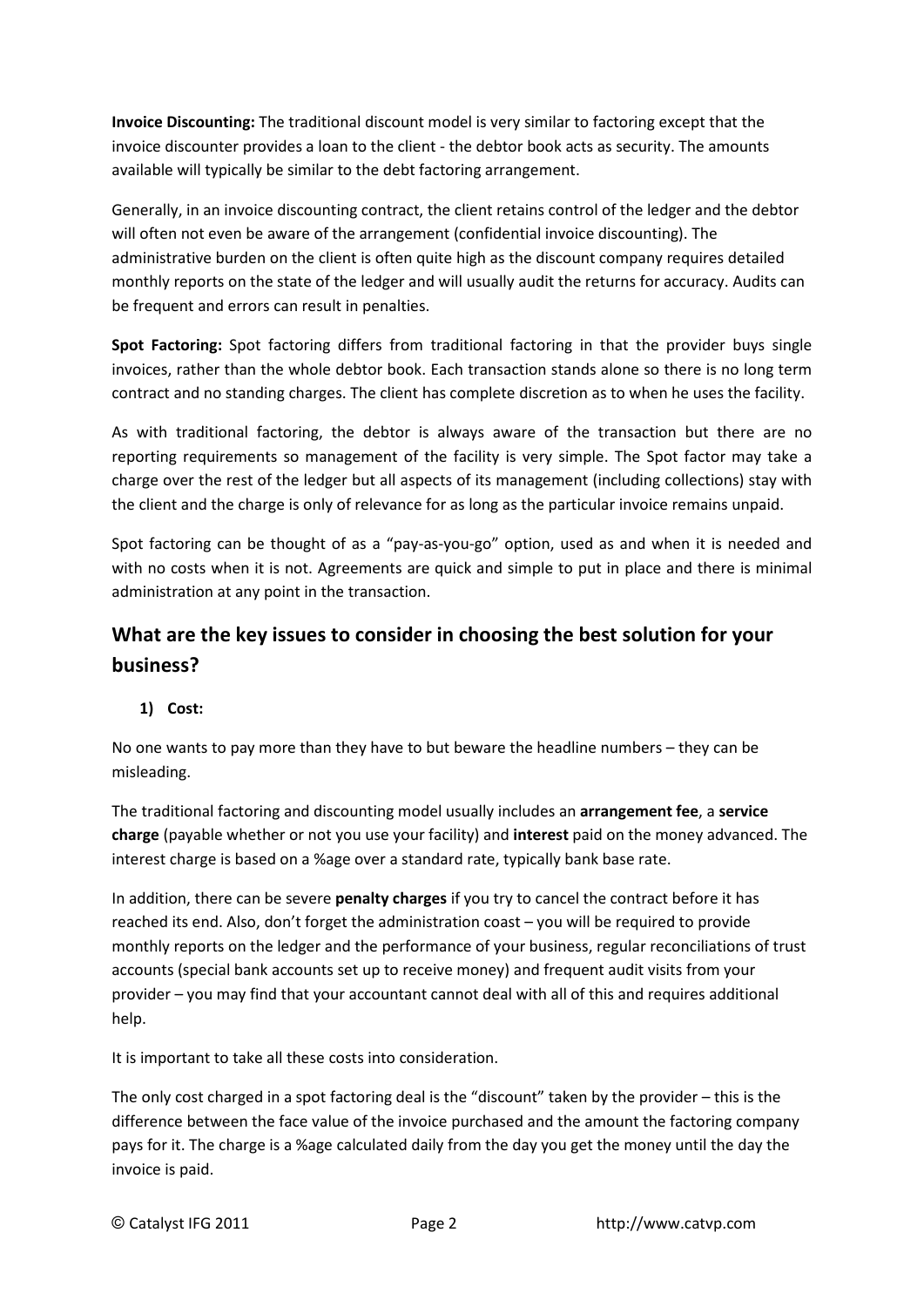**Invoice Discounting:** The traditional discount model is very similar to factoring except that the invoice discounter provides a loan to the client - the debtor book acts as security. The amounts available will typically be similar to the debt factoring arrangement.

Generally, in an invoice discounting contract, the client retains control of the ledger and the debtor will often not even be aware of the arrangement (confidential invoice discounting). The administrative burden on the client is often quite high as the discount company requires detailed monthly reports on the state of the ledger and will usually audit the returns for accuracy. Audits can be frequent and errors can result in penalties.

**Spot Factoring:** Spot factoring differs from traditional factoring in that the provider buys single invoices, rather than the whole debtor book. Each transaction stands alone so there is no long term contract and no standing charges. The client has complete discretion as to when he uses the facility.

As with traditional factoring, the debtor is always aware of the transaction but there are no reporting requirements so management of the facility is very simple. The Spot factor may take a charge over the rest of the ledger but all aspects of its management (including collections) stay with the client and the charge is only of relevance for as long as the particular invoice remains unpaid.

Spot factoring can be thought of as a "pay-as-you-go" option, used as and when it is needed and with no costs when it is not. Agreements are quick and simple to put in place and there is minimal administration at any point in the transaction.

## What are the key issues to consider in choosing the best solution for your business?

1) **Cost:**

No one wants to pay more than they have to but beware the headline numbers – they can be misleading.

The traditional factoring and discounting model usually includes an **arrangement fee**, a **service charge** (payable whether or not you use your facility) and **interest** paid on the money advanced. The interest charge is based on a %age over a standard rate, typically bank base rate.

In addition, there can be severe **penalty charges** if you try to cancel the contract before it has reached its end. Also, don't forget the administration coast – you will be required to provide monthly reports on the ledger and the performance of your business, regular reconciliations of trust accounts (special bank accounts set up to receive money) and frequent audit visits from your provider – you may find that your accountant cannot deal with all of this and requires additional help.

It is important to take all these costs into consideration.

The only cost charged in a spot factoring deal is the "discount" taken by the provider – this is the difference between the face value of the invoice purchased and the amount the factoring company pays for it. The charge is a %age calculated daily from the day you get the money until the day the invoice is paid.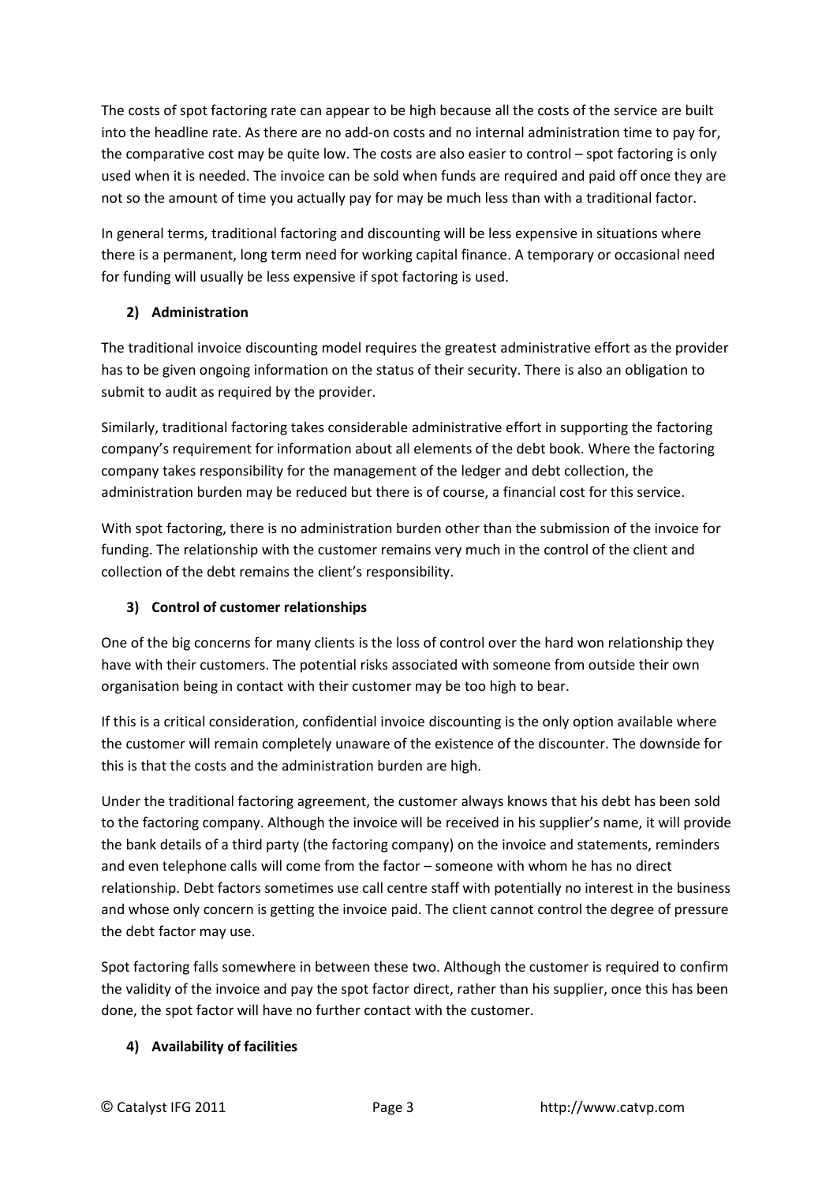The costs of spot factoring rate can appear to be high because all the costs of the service are built into the headline rate. As there are no add-on costs and no internal administration time to pay for, the comparative cost may be quite low. The costs are also easier to control – spot factoring is only used when it is needed. The invoice can be sold when funds are required and paid off once they are not so the amount of time you actually pay for may be much less than with a traditional factor.

In general terms, traditional factoring and discounting will be less expensive in situations where there is a permanent, long term need for working capital finance. A temporary or occasional need for funding will usually be less expensive if spot factoring is used.

### 2) Administration

The traditional invoice discounting model requires the greatest administrative effort as the provider has to be given ongoing information on the status of their security. There is also an obligation to submit to audit as required by the provider.

Similarly, traditional factoring takes considerable administrative effort in supporting the factoring company's requirement for information about all elements of the debt book. Where the factoring company takes responsibility for the management of the ledger and debt collection, the administration burden may be reduced but there is of course, a financial cost for this service.

With spot factoring, there is no administration burden other than the submission of the invoice for funding. The relationship with the customer remains very much in the control of the client and collection of the debt remains the client's responsibility.

### 3) Control of customer relationships

One of the big concerns for many clients is the loss of control over the hard won relationship they have with their customers. The potential risks associated with someone from outside their own organisation being in contact with their customer may be too high to bear.

If this is a critical consideration, confidential invoice discounting is the only option available where the customer will remain completely unaware of the existence of the discounter. The downside for this is that the costs and the administration burden are high.

Under the traditional factoring agreement, the customer always knows that his debt has been sold to the factoring company. Although the invoice will be received in his supplier's name, it will provide the bank details of a third party (the factoring company) on the invoice and statements, reminders and even telephone calls will come from the factor – someone with whom he has no direct relationship. Debt factors sometimes use call centre staff with potentially no interest in the business and whose only concern is getting the invoice paid. The client cannot control the degree of pressure the debt factor may use.

Spot factoring falls somewhere in between these two. Although the customer is required to confirm the validity of the invoice and pay the spot factor direct, rather than his supplier, once this has been done, the spot factor will have no further contact with the customer.

### 4) Availability of facilities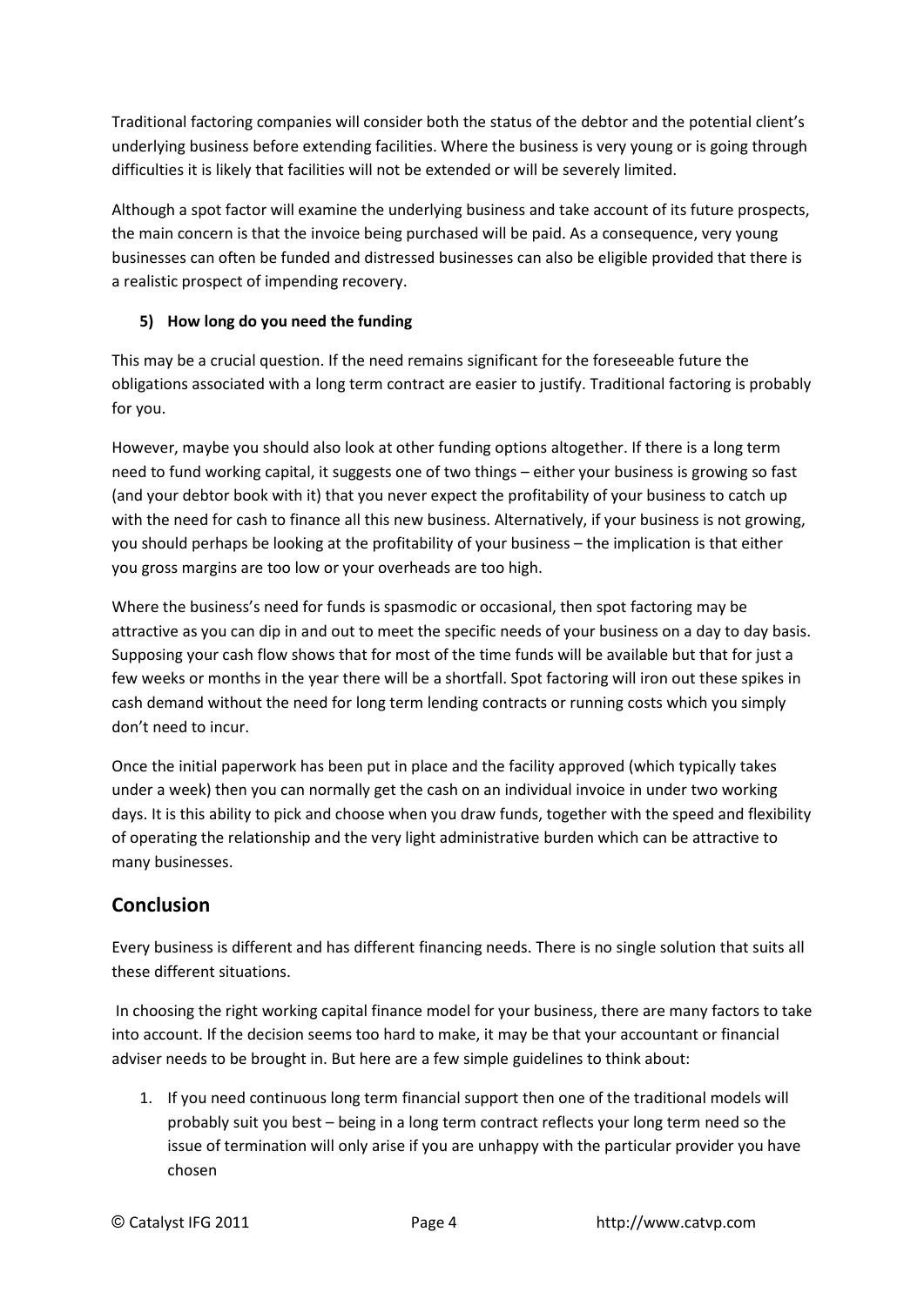Traditional factoring companies will consider both the status of the debtor and the potential client's underlying business before extending facilities. Where the business is very young or is going through difficulties it is likely that facilities will not be extended or will be severely limited.

Although a spot factor will examine the underlying business and take account of its future prospects, the main concern is that the invoice being purchased will be paid. As a consequence, very young businesses can often be funded and distressed businesses can also be eligible provided that there is a realistic prospect of impending recovery.

**5) How long do you need the funding**

This may be a crucial question. If the need remains significant for the foreseeable future the obligations associated with a long term contract are easier to justify. Traditional factoring is probably for you.

However, maybe you should also look at other funding options altogether. If there is a long term need to fund working capital, it suggests one of two things – either your business is growing so fast (and your debtor book with it) that you never expect the profitability of your business to catch up with the need for cash to finance all this new business. Alternatively, if your business is not growing, you should perhaps be looking at the profitability of your business – the implication is that either you gross margins are too low or your overheads are too high.

Where the business's need for funds is spasmodic or occasional, then spot factoring may be attractive as you can dip in and out to meet the specific needs of your business on a day to day basis. Supposing your cash flow shows that for most of the time funds will be available but that for just a few weeks or months in the year there will be a shortfall. Spot factoring will iron out these spikes in cash demand without the need for long term lending contracts or running costs which you simply don't need to incur.

Once the initial paperwork has been put in place and the facility approved (which typically takes under a week) then you can normally get the cash on an individual invoice in under two working days. It is this ability to pick and choose when you draw funds, together with the speed and flexibility of operating the relationship and the very light administrative burden which can be attractive to many businesses.

## Conclusion

Every business is different and has different financing needs. There is no single solution that suits all these different situations.

In choosing the right working capital finance model for your business, there are many factors to take into account. If the decision seems too hard to make, it may be that your accountant or financial adviser needs to be brought in. But here are a few simple guidelines to think about:

1. If you need continuous long term financial support then one of the traditional models will probably suit you best – being in a long term contract reflects your long term need so the issue of termination will only arise if you are unhappy with the particular provider you have chosen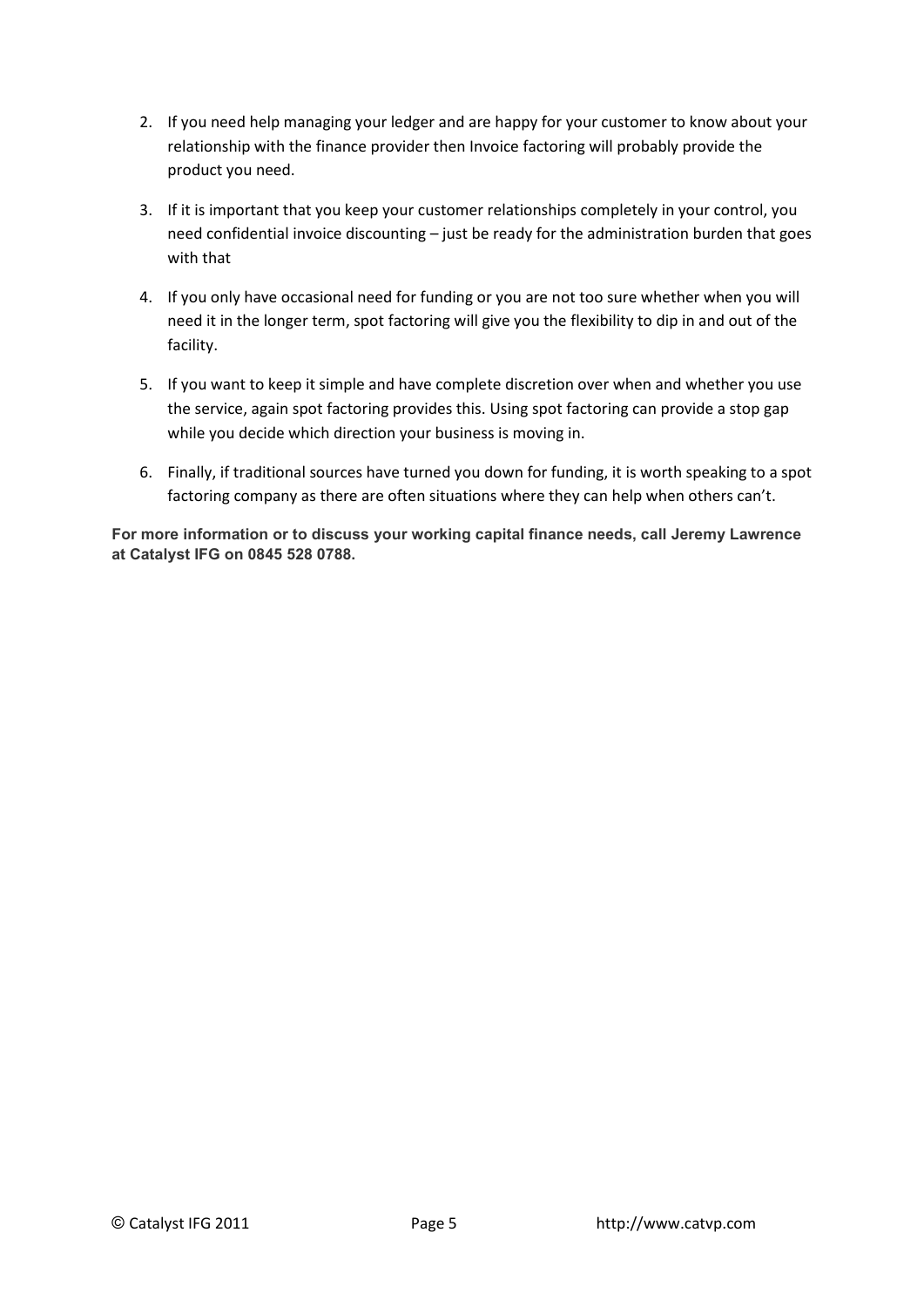2. If you need help managing your ledger and are happy for your customer to know about your relationship with the finance provider then Invoice factoring will probably provide the product you need.

3. If it is important that you keep your customer relationships completely in your control, you need confidential invoice discounting – just be ready for the administration burden that goes with that

4. If you only have occasional need for funding or you are not too sure whether when you will need it in the longer term, spot factoring will give you the flexibility to dip in and out of the facility.

5. If you want to keep it simple and have complete discretion over when and whether you use the service, again spot factoring provides this. Using spot factoring can provide a stop gap while you decide which direction your business is moving in.

6. Finally, if traditional sources have turned you down for funding, it is worth speaking to a spot factoring company as there are often situations where they can help when others can't.

**For more information or to discuss your working capital finance needs, call Jeremy Lawrence at Catalyst IFG on 0845 528 0788.**